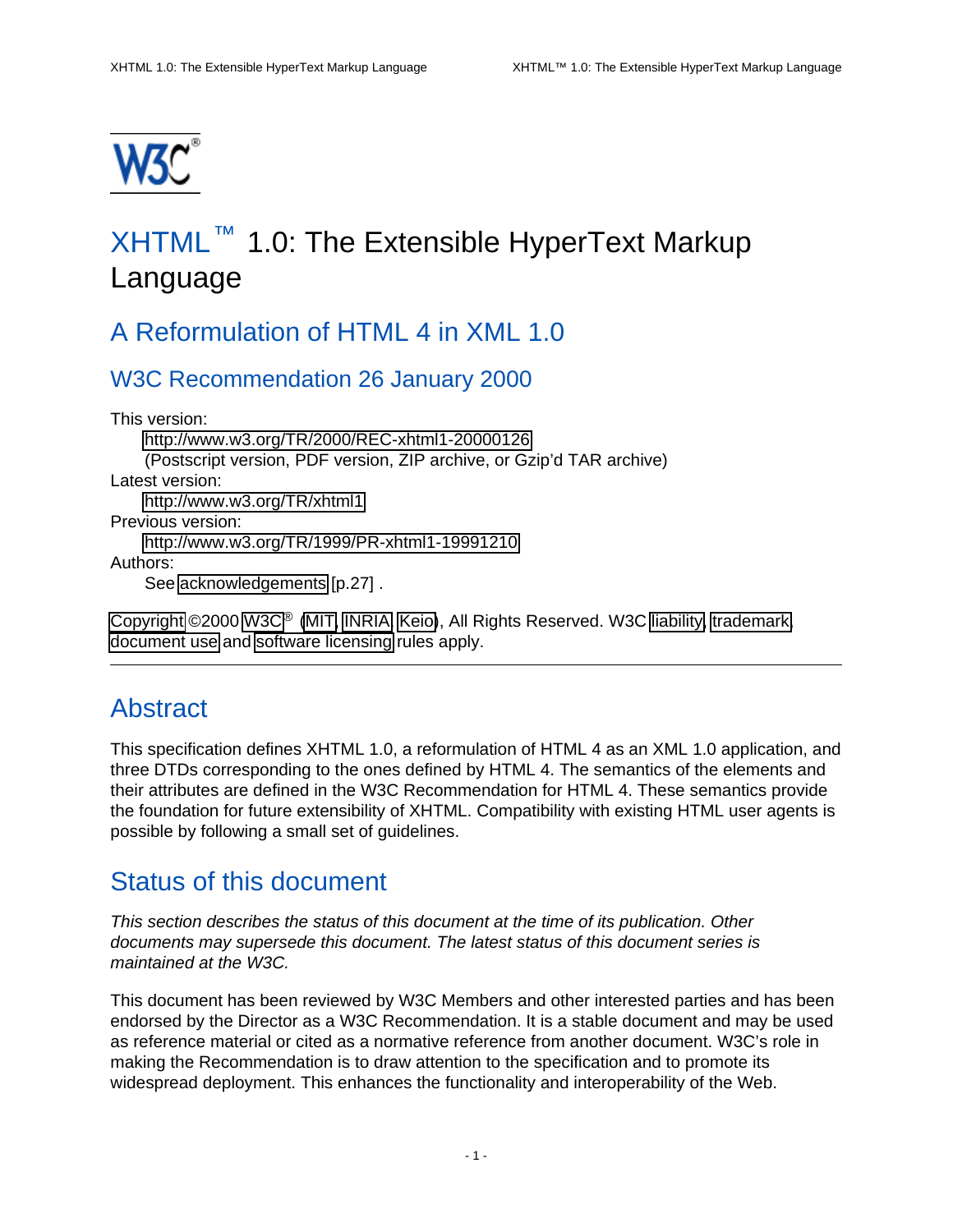# XHTML ™ 1.0: The Extensible HyperText Markup Language

## A Reformulation of HTML 4 in XML 1.0

### W3C Recommendation 26 January 2000

This version:
  http://www.w3.org/TR/2000/REC-xhtml1-20000126
  (Postscript version, PDF version, ZIP archive, or Gzip'd TAR archive)
Latest version:
  http://www.w3.org/TR/xhtml1
Previous version:
  http://www.w3.org/TR/1999/PR-xhtml1-19991210
Authors:
  See acknowledgements [p.27] .

Copyright ©2000 W3C® (MIT, INRIA, Keio), All Rights Reserved. W3C liability, trademark, document use and software licensing rules apply.

---

## Abstract

This specification defines XHTML 1.0, a reformulation of HTML 4 as an XML 1.0 application, and three DTDs corresponding to the ones defined by HTML 4. The semantics of the elements and their attributes are defined in the W3C Recommendation for HTML 4. These semantics provide the foundation for future extensibility of XHTML. Compatibility with existing HTML user agents is possible by following a small set of guidelines.

## Status of this document

*This section describes the status of this document at the time of its publication. Other documents may supersede this document. The latest status of this document series is maintained at the W3C.*

This document has been reviewed by W3C Members and other interested parties and has been endorsed by the Director as a W3C Recommendation. It is a stable document and may be used as reference material or cited as a normative reference from another document. W3C's role in making the Recommendation is to draw attention to the specification and to promote its widespread deployment. This enhances the functionality and interoperability of the Web.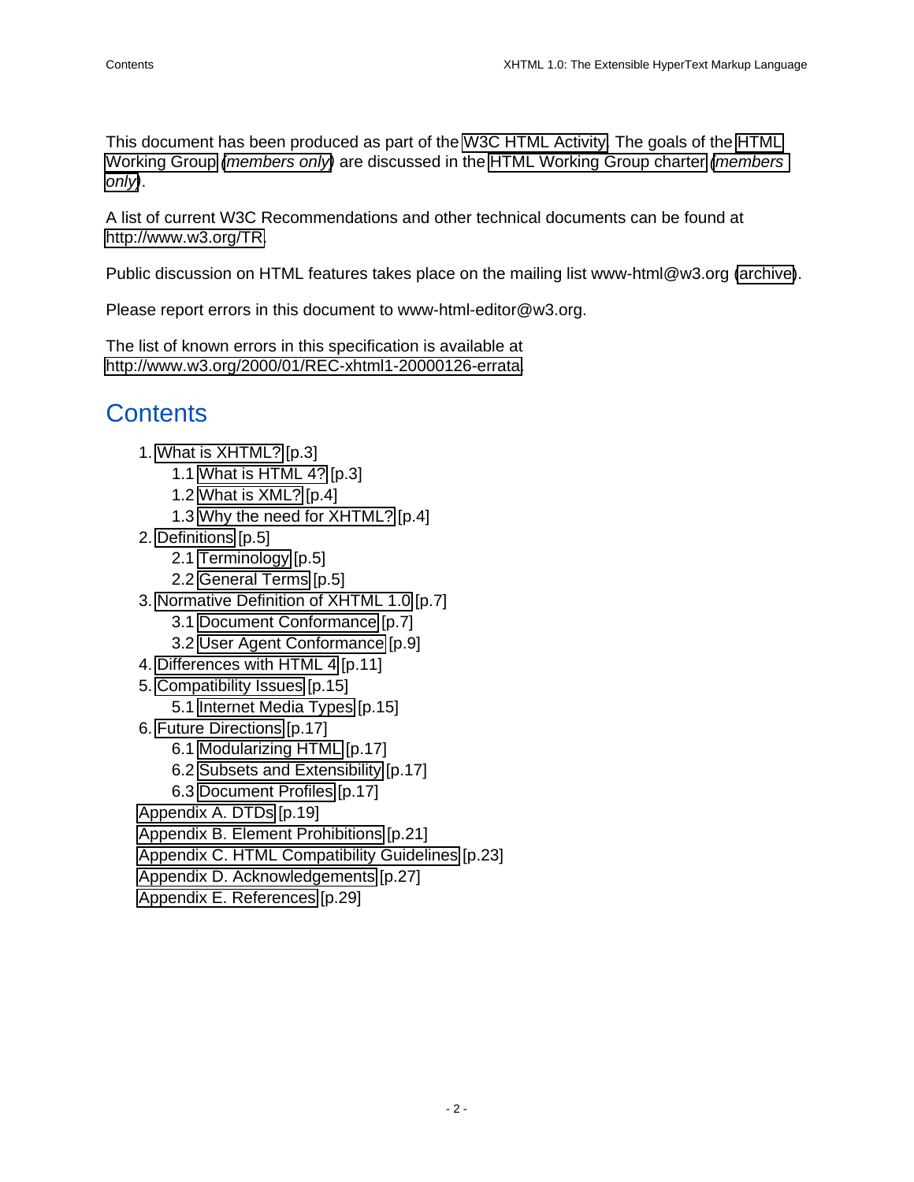This document has been produced as part of the W3C HTML Activity. The goals of the HTML Working Group (*members only*) are discussed in the HTML Working Group charter (*members only*).

A list of current W3C Recommendations and other technical documents can be found at http://www.w3.org/TR.

Public discussion on HTML features takes place on the mailing list www-html@w3.org (archive).

Please report errors in this document to www-html-editor@w3.org.

The list of known errors in this specification is available at http://www.w3.org/2000/01/REC-xhtml1-20000126-errata.

## Contents

1. What is XHTML? [p.3]
    - 1.1 What is HTML 4? [p.3]
    - 1.2 What is XML? [p.4]
    - 1.3 Why the need for XHTML? [p.4]
2. Definitions [p.5]
    - 2.1 Terminology [p.5]
    - 2.2 General Terms [p.5]
3. Normative Definition of XHTML 1.0 [p.7]
    - 3.1 Document Conformance [p.7]
    - 3.2 User Agent Conformance [p.9]
4. Differences with HTML 4 [p.11]
5. Compatibility Issues [p.15]
    - 5.1 Internet Media Types [p.15]
6. Future Directions [p.17]
    - 6.1 Modularizing HTML [p.17]
    - 6.2 Subsets and Extensibility [p.17]
    - 6.3 Document Profiles [p.17]

- Appendix A. DTDs [p.19]
- Appendix B. Element Prohibitions [p.21]
- Appendix C. HTML Compatibility Guidelines [p.23]
- Appendix D. Acknowledgements [p.27]
- Appendix E. References [p.29]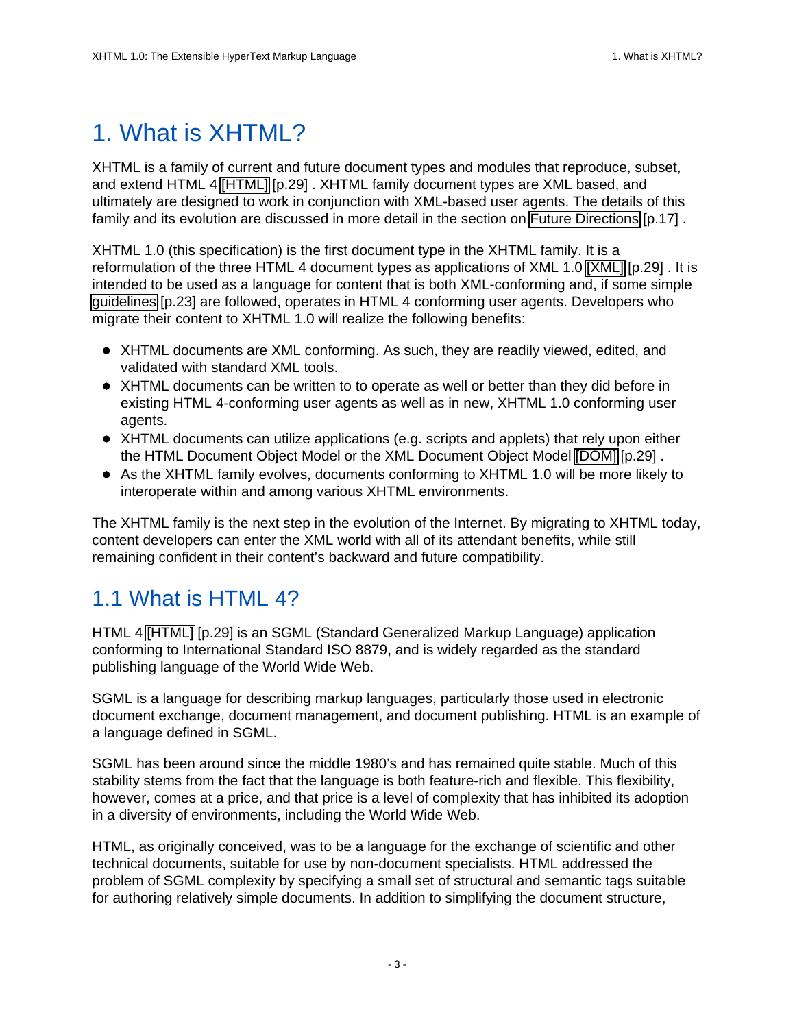# 1. What is XHTML?

XHTML is a family of current and future document types and modules that reproduce, subset, and extend HTML 4 [HTML] [p.29] . XHTML family document types are XML based, and ultimately are designed to work in conjunction with XML-based user agents. The details of this family and its evolution are discussed in more detail in the section on Future Directions [p.17] .

XHTML 1.0 (this specification) is the first document type in the XHTML family. It is a reformulation of the three HTML 4 document types as applications of XML 1.0 [XML] [p.29] . It is intended to be used as a language for content that is both XML-conforming and, if some simple guidelines [p.23] are followed, operates in HTML 4 conforming user agents. Developers who migrate their content to XHTML 1.0 will realize the following benefits:

- XHTML documents are XML conforming. As such, they are readily viewed, edited, and validated with standard XML tools.
- XHTML documents can be written to to operate as well or better than they did before in existing HTML 4-conforming user agents as well as in new, XHTML 1.0 conforming user agents.
- XHTML documents can utilize applications (e.g. scripts and applets) that rely upon either the HTML Document Object Model or the XML Document Object Model [DOM] [p.29] .
- As the XHTML family evolves, documents conforming to XHTML 1.0 will be more likely to interoperate within and among various XHTML environments.

The XHTML family is the next step in the evolution of the Internet. By migrating to XHTML today, content developers can enter the XML world with all of its attendant benefits, while still remaining confident in their content's backward and future compatibility.

## 1.1 What is HTML 4?

HTML 4 [HTML] [p.29] is an SGML (Standard Generalized Markup Language) application conforming to International Standard ISO 8879, and is widely regarded as the standard publishing language of the World Wide Web.

SGML is a language for describing markup languages, particularly those used in electronic document exchange, document management, and document publishing. HTML is an example of a language defined in SGML.

SGML has been around since the middle 1980's and has remained quite stable. Much of this stability stems from the fact that the language is both feature-rich and flexible. This flexibility, however, comes at a price, and that price is a level of complexity that has inhibited its adoption in a diversity of environments, including the World Wide Web.

HTML, as originally conceived, was to be a language for the exchange of scientific and other technical documents, suitable for use by non-document specialists. HTML addressed the problem of SGML complexity by specifying a small set of structural and semantic tags suitable for authoring relatively simple documents. In addition to simplifying the document structure,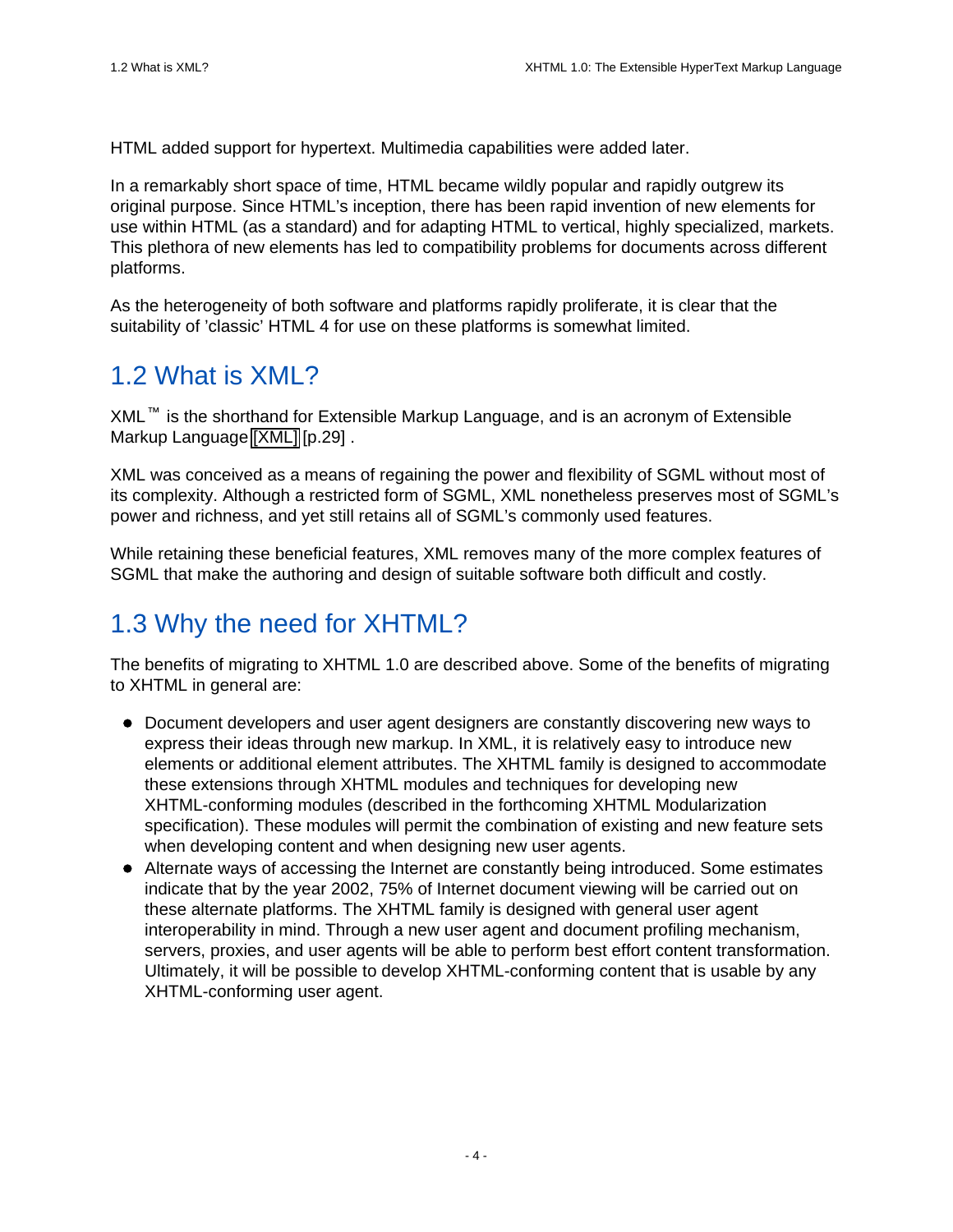HTML added support for hypertext. Multimedia capabilities were added later.

In a remarkably short space of time, HTML became wildly popular and rapidly outgrew its original purpose. Since HTML's inception, there has been rapid invention of new elements for use within HTML (as a standard) and for adapting HTML to vertical, highly specialized, markets. This plethora of new elements has led to compatibility problems for documents across different platforms.

As the heterogeneity of both software and platforms rapidly proliferate, it is clear that the suitability of 'classic' HTML 4 for use on these platforms is somewhat limited.

## 1.2 What is XML?

XML™ is the shorthand for Extensible Markup Language, and is an acronym of Extensible Markup Language [XML] [p.29] .

XML was conceived as a means of regaining the power and flexibility of SGML without most of its complexity. Although a restricted form of SGML, XML nonetheless preserves most of SGML's power and richness, and yet still retains all of SGML's commonly used features.

While retaining these beneficial features, XML removes many of the more complex features of SGML that make the authoring and design of suitable software both difficult and costly.

## 1.3 Why the need for XHTML?

The benefits of migrating to XHTML 1.0 are described above. Some of the benefits of migrating to XHTML in general are:

- Document developers and user agent designers are constantly discovering new ways to express their ideas through new markup. In XML, it is relatively easy to introduce new elements or additional element attributes. The XHTML family is designed to accommodate these extensions through XHTML modules and techniques for developing new XHTML-conforming modules (described in the forthcoming XHTML Modularization specification). These modules will permit the combination of existing and new feature sets when developing content and when designing new user agents.
- Alternate ways of accessing the Internet are constantly being introduced. Some estimates indicate that by the year 2002, 75% of Internet document viewing will be carried out on these alternate platforms. The XHTML family is designed with general user agent interoperability in mind. Through a new user agent and document profiling mechanism, servers, proxies, and user agents will be able to perform best effort content transformation. Ultimately, it will be possible to develop XHTML-conforming content that is usable by any XHTML-conforming user agent.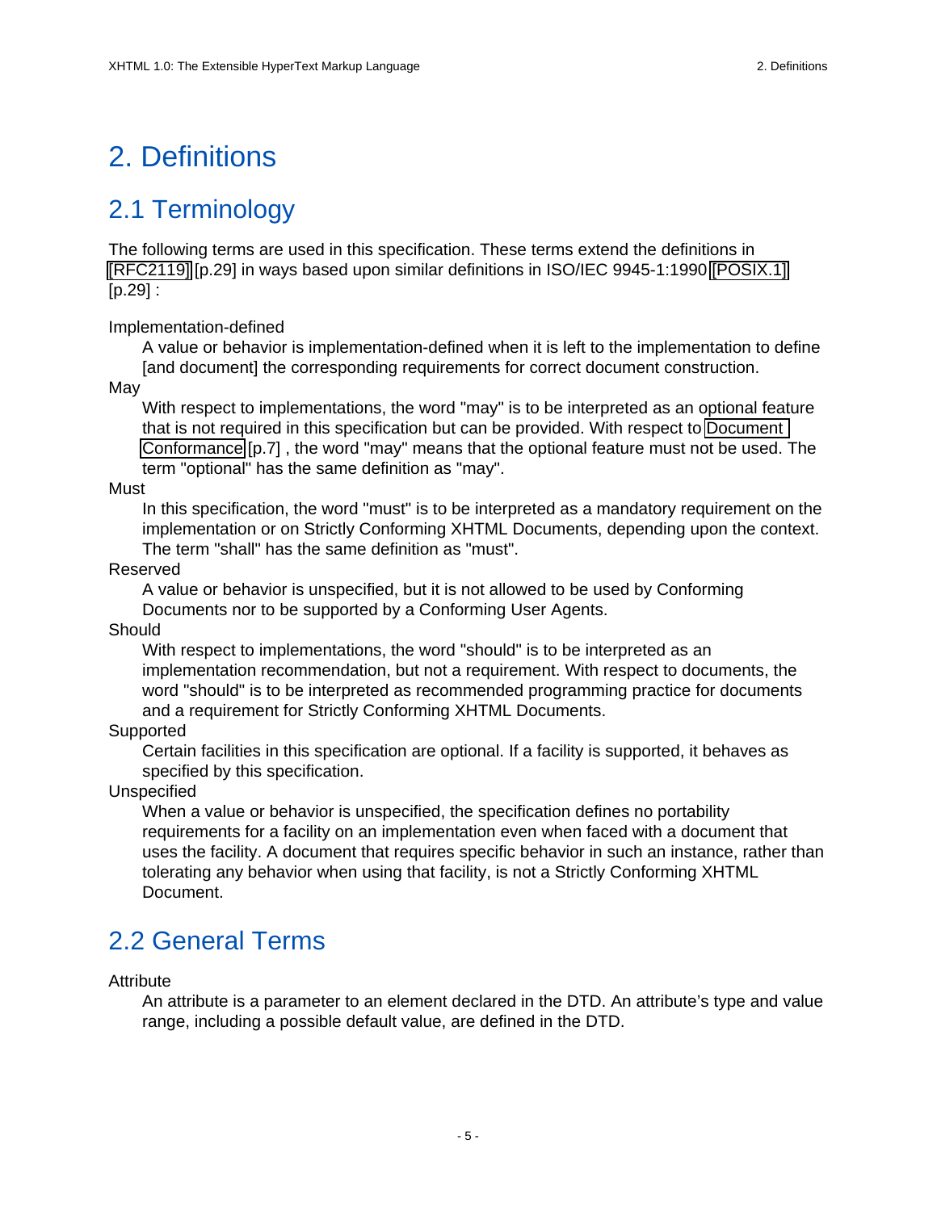# 2. Definitions

## 2.1 Terminology

The following terms are used in this specification. These terms extend the definitions in [RFC2119] [p.29] in ways based upon similar definitions in ISO/IEC 9945-1:1990 [POSIX.1] [p.29] :

Implementation-defined
: A value or behavior is implementation-defined when it is left to the implementation to define [and document] the corresponding requirements for correct document construction.

May
: With respect to implementations, the word "may" is to be interpreted as an optional feature that is not required in this specification but can be provided. With respect to Document Conformance [p.7] , the word "may" means that the optional feature must not be used. The term "optional" has the same definition as "may".

Must
: In this specification, the word "must" is to be interpreted as a mandatory requirement on the implementation or on Strictly Conforming XHTML Documents, depending upon the context. The term "shall" has the same definition as "must".

Reserved
: A value or behavior is unspecified, but it is not allowed to be used by Conforming Documents nor to be supported by a Conforming User Agents.

Should
: With respect to implementations, the word "should" is to be interpreted as an implementation recommendation, but not a requirement. With respect to documents, the word "should" is to be interpreted as recommended programming practice for documents and a requirement for Strictly Conforming XHTML Documents.

Supported
: Certain facilities in this specification are optional. If a facility is supported, it behaves as specified by this specification.

Unspecified
: When a value or behavior is unspecified, the specification defines no portability requirements for a facility on an implementation even when faced with a document that uses the facility. A document that requires specific behavior in such an instance, rather than tolerating any behavior when using that facility, is not a Strictly Conforming XHTML Document.

## 2.2 General Terms

Attribute
: An attribute is a parameter to an element declared in the DTD. An attribute's type and value range, including a possible default value, are defined in the DTD.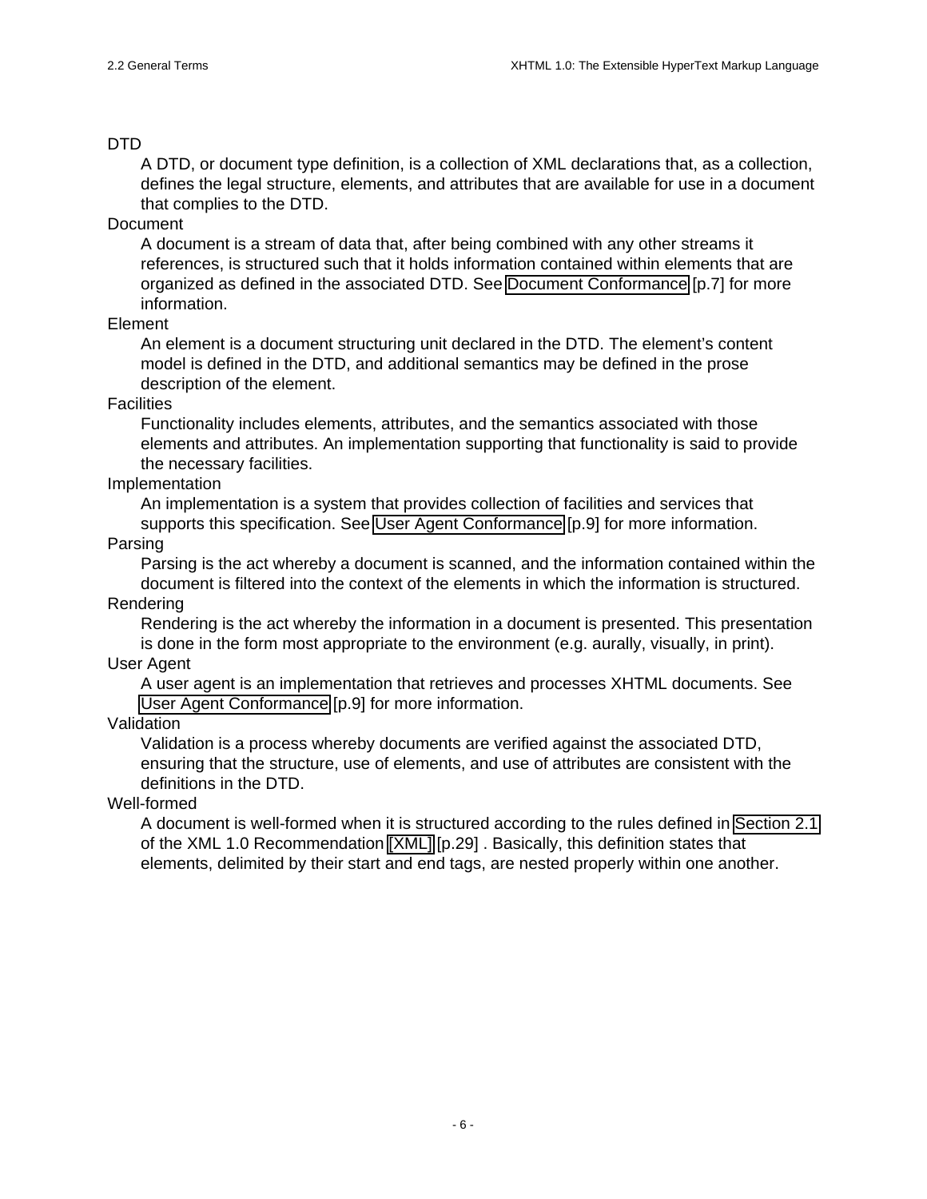DTD
: A DTD, or document type definition, is a collection of XML declarations that, as a collection, defines the legal structure, elements, and attributes that are available for use in a document that complies to the DTD.

Document
: A document is a stream of data that, after being combined with any other streams it references, is structured such that it holds information contained within elements that are organized as defined in the associated DTD. See Document Conformance [p.7] for more information.

Element
: An element is a document structuring unit declared in the DTD. The element's content model is defined in the DTD, and additional semantics may be defined in the prose description of the element.

Facilities
: Functionality includes elements, attributes, and the semantics associated with those elements and attributes. An implementation supporting that functionality is said to provide the necessary facilities.

Implementation
: An implementation is a system that provides collection of facilities and services that supports this specification. See User Agent Conformance [p.9] for more information.

Parsing
: Parsing is the act whereby a document is scanned, and the information contained within the document is filtered into the context of the elements in which the information is structured.

Rendering
: Rendering is the act whereby the information in a document is presented. This presentation is done in the form most appropriate to the environment (e.g. aurally, visually, in print).

User Agent
: A user agent is an implementation that retrieves and processes XHTML documents. See User Agent Conformance [p.9] for more information.

Validation
: Validation is a process whereby documents are verified against the associated DTD, ensuring that the structure, use of elements, and use of attributes are consistent with the definitions in the DTD.

Well-formed
: A document is well-formed when it is structured according to the rules defined in Section 2.1 of the XML 1.0 Recommendation [XML] [p.29] . Basically, this definition states that elements, delimited by their start and end tags, are nested properly within one another.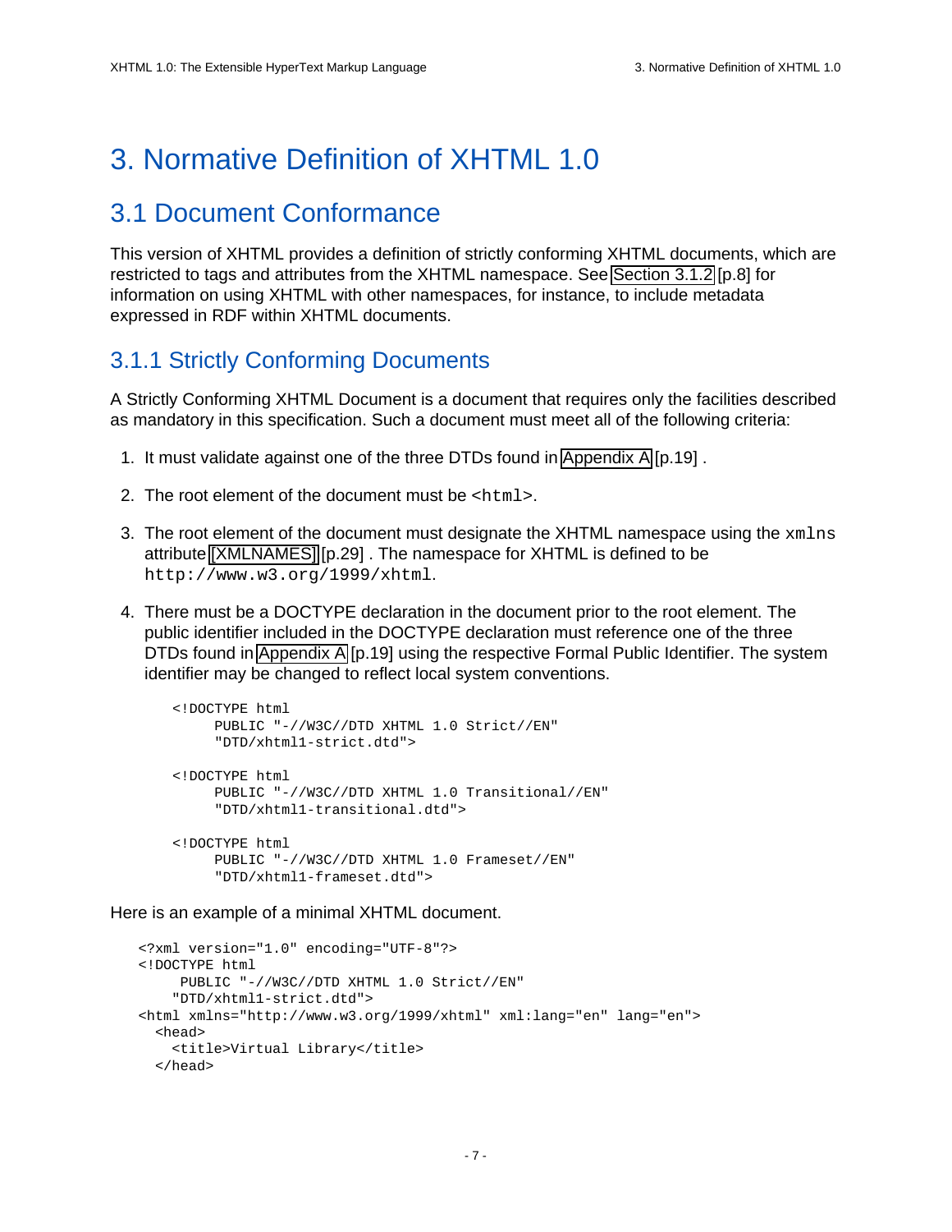# 3. Normative Definition of XHTML 1.0

## 3.1 Document Conformance

This version of XHTML provides a definition of strictly conforming XHTML documents, which are restricted to tags and attributes from the XHTML namespace. See Section 3.1.2 [p.8] for information on using XHTML with other namespaces, for instance, to include metadata expressed in RDF within XHTML documents.

### 3.1.1 Strictly Conforming Documents

A Strictly Conforming XHTML Document is a document that requires only the facilities described as mandatory in this specification. Such a document must meet all of the following criteria:

1. It must validate against one of the three DTDs found in Appendix A [p.19] .

2. The root element of the document must be `<html>`.

3. The root element of the document must designate the XHTML namespace using the `xmlns` attribute [XMLNAMES] [p.29] . The namespace for XHTML is defined to be `http://www.w3.org/1999/xhtml`.

4. There must be a DOCTYPE declaration in the document prior to the root element. The public identifier included in the DOCTYPE declaration must reference one of the three DTDs found in Appendix A [p.19] using the respective Formal Public Identifier. The system identifier may be changed to reflect local system conventions.

```
<!DOCTYPE html
     PUBLIC "-//W3C//DTD XHTML 1.0 Strict//EN"
     "DTD/xhtml1-strict.dtd">

<!DOCTYPE html
     PUBLIC "-//W3C//DTD XHTML 1.0 Transitional//EN"
     "DTD/xhtml1-transitional.dtd">

<!DOCTYPE html
     PUBLIC "-//W3C//DTD XHTML 1.0 Frameset//EN"
     "DTD/xhtml1-frameset.dtd">
```

Here is an example of a minimal XHTML document.

```
<?xml version="1.0" encoding="UTF-8"?>
<!DOCTYPE html
     PUBLIC "-//W3C//DTD XHTML 1.0 Strict//EN"
    "DTD/xhtml1-strict.dtd">
<html xmlns="http://www.w3.org/1999/xhtml" xml:lang="en" lang="en">
  <head>
    <title>Virtual Library</title>
  </head>
```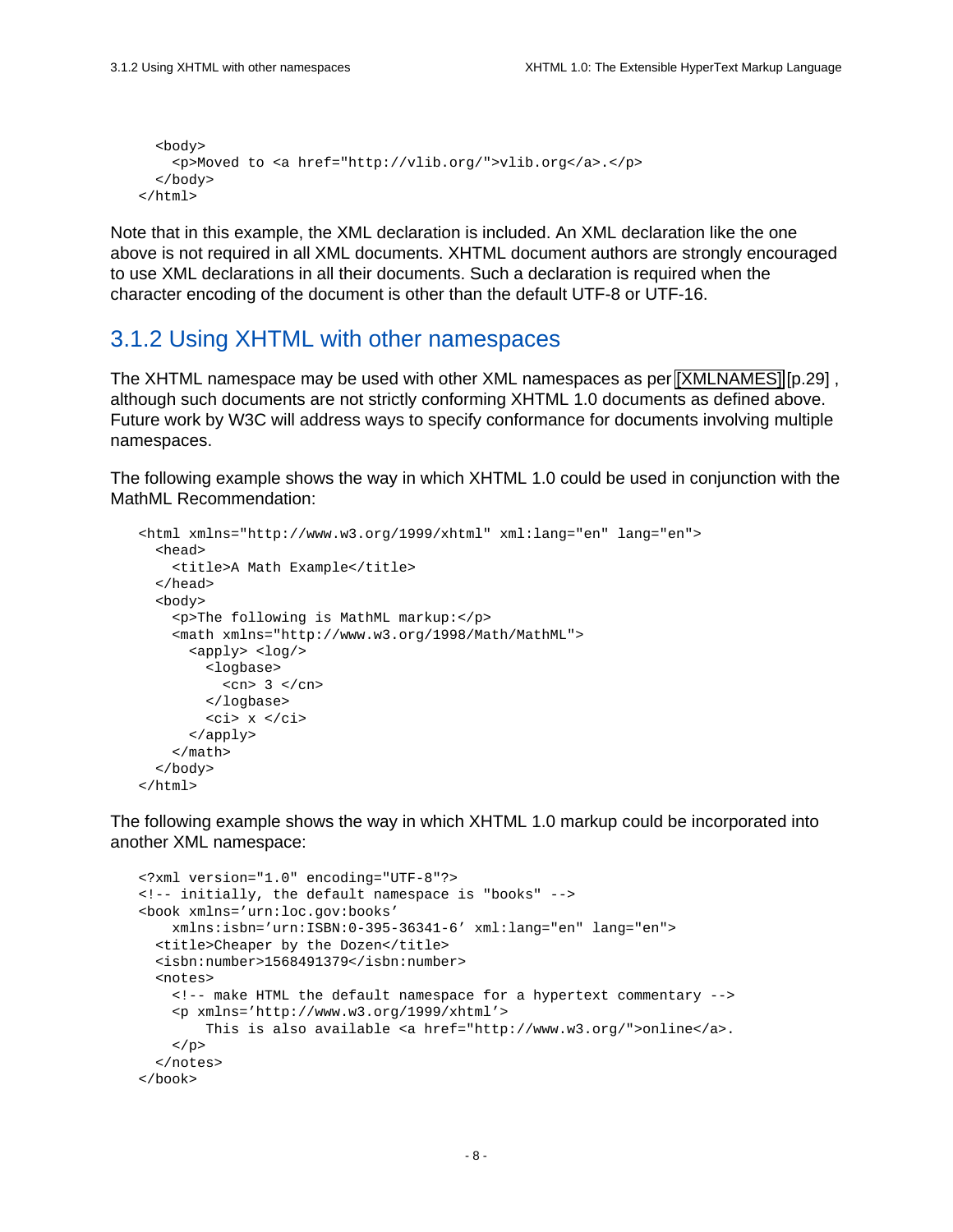```
  <body>
    <p>Moved to <a href="http://vlib.org/">vlib.org</a>.</p>
  </body>
</html>
```

Note that in this example, the XML declaration is included. An XML declaration like the one above is not required in all XML documents. XHTML document authors are strongly encouraged to use XML declarations in all their documents. Such a declaration is required when the character encoding of the document is other than the default UTF-8 or UTF-16.

### 3.1.2 Using XHTML with other namespaces

The XHTML namespace may be used with other XML namespaces as per [XMLNAMES] [p.29] , although such documents are not strictly conforming XHTML 1.0 documents as defined above. Future work by W3C will address ways to specify conformance for documents involving multiple namespaces.

The following example shows the way in which XHTML 1.0 could be used in conjunction with the MathML Recommendation:

```
<html xmlns="http://www.w3.org/1999/xhtml" xml:lang="en" lang="en">
  <head>
    <title>A Math Example</title>
  </head>
  <body>
    <p>The following is MathML markup:</p>
    <math xmlns="http://www.w3.org/1998/Math/MathML">
      <apply> <log/>
        <logbase>
          <cn> 3 </cn>
        </logbase>
        <ci> x </ci>
      </apply>
    </math>
  </body>
</html>
```

The following example shows the way in which XHTML 1.0 markup could be incorporated into another XML namespace:

```
<?xml version="1.0" encoding="UTF-8"?>
<!-- initially, the default namespace is "books" -->
<book xmlns='urn:loc.gov:books'
    xmlns:isbn='urn:ISBN:0-395-36341-6' xml:lang="en" lang="en">
  <title>Cheaper by the Dozen</title>
  <isbn:number>1568491379</isbn:number>
  <notes>
    <!-- make HTML the default namespace for a hypertext commentary -->
    <p xmlns='http://www.w3.org/1999/xhtml'>
        This is also available <a href="http://www.w3.org/">online</a>.
    </p>
  </notes>
</book>
```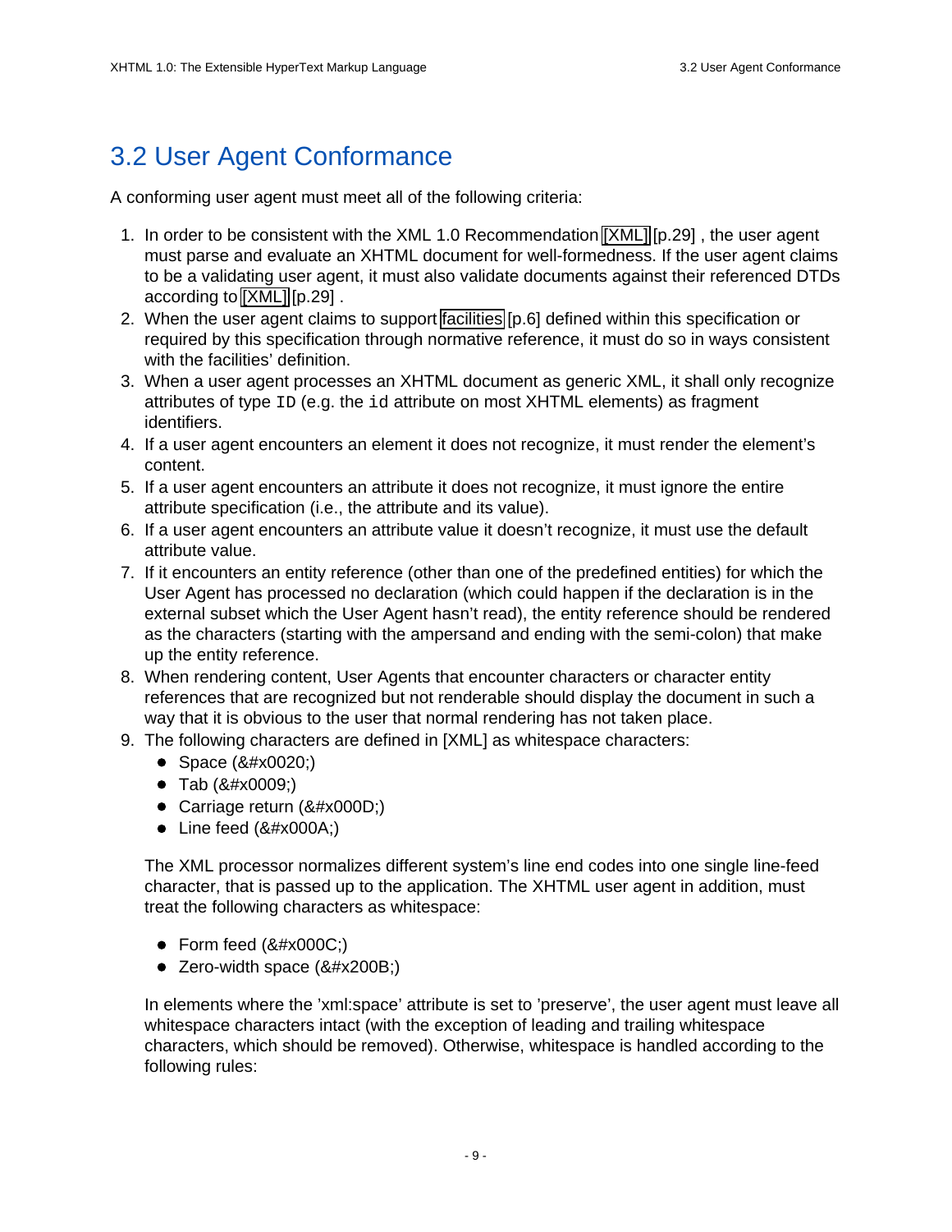## 3.2 User Agent Conformance

A conforming user agent must meet all of the following criteria:

1. In order to be consistent with the XML 1.0 Recommendation [XML] [p.29] , the user agent must parse and evaluate an XHTML document for well-formedness. If the user agent claims to be a validating user agent, it must also validate documents against their referenced DTDs according to [XML] [p.29] .
2. When the user agent claims to support facilities [p.6] defined within this specification or required by this specification through normative reference, it must do so in ways consistent with the facilities' definition.
3. When a user agent processes an XHTML document as generic XML, it shall only recognize attributes of type `ID` (e.g. the `id` attribute on most XHTML elements) as fragment identifiers.
4. If a user agent encounters an element it does not recognize, it must render the element's content.
5. If a user agent encounters an attribute it does not recognize, it must ignore the entire attribute specification (i.e., the attribute and its value).
6. If a user agent encounters an attribute value it doesn't recognize, it must use the default attribute value.
7. If it encounters an entity reference (other than one of the predefined entities) for which the User Agent has processed no declaration (which could happen if the declaration is in the external subset which the User Agent hasn't read), the entity reference should be rendered as the characters (starting with the ampersand and ending with the semi-colon) that make up the entity reference.
8. When rendering content, User Agents that encounter characters or character entity references that are recognized but not renderable should display the document in such a way that it is obvious to the user that normal rendering has not taken place.
9. The following characters are defined in [XML] as whitespace characters:
   - Space (&#x0020;)
   - Tab (&#x0009;)
   - Carriage return (&#x000D;)
   - Line feed (&#x000A;)

   The XML processor normalizes different system's line end codes into one single line-feed character, that is passed up to the application. The XHTML user agent in addition, must treat the following characters as whitespace:

   - Form feed (&#x000C;)
   - Zero-width space (&#x200B;)

   In elements where the 'xml:space' attribute is set to 'preserve', the user agent must leave all whitespace characters intact (with the exception of leading and trailing whitespace characters, which should be removed). Otherwise, whitespace is handled according to the following rules: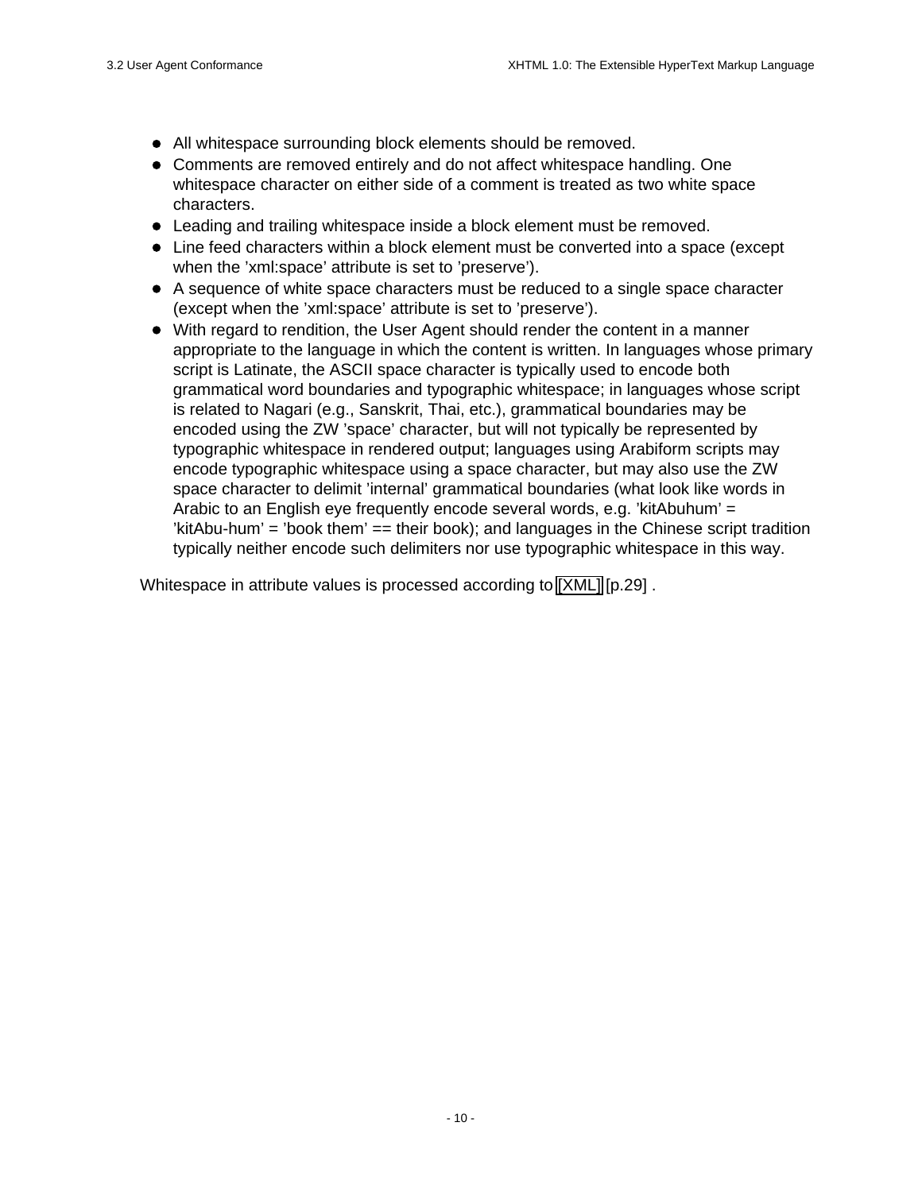- All whitespace surrounding block elements should be removed.
- Comments are removed entirely and do not affect whitespace handling. One whitespace character on either side of a comment is treated as two white space characters.
- Leading and trailing whitespace inside a block element must be removed.
- Line feed characters within a block element must be converted into a space (except when the 'xml:space' attribute is set to 'preserve').
- A sequence of white space characters must be reduced to a single space character (except when the 'xml:space' attribute is set to 'preserve').
- With regard to rendition, the User Agent should render the content in a manner appropriate to the language in which the content is written. In languages whose primary script is Latinate, the ASCII space character is typically used to encode both grammatical word boundaries and typographic whitespace; in languages whose script is related to Nagari (e.g., Sanskrit, Thai, etc.), grammatical boundaries may be encoded using the ZW 'space' character, but will not typically be represented by typographic whitespace in rendered output; languages using Arabiform scripts may encode typographic whitespace using a space character, but may also use the ZW space character to delimit 'internal' grammatical boundaries (what look like words in Arabic to an English eye frequently encode several words, e.g. 'kitAbuhum' = 'kitAbu-hum' = 'book them' == their book); and languages in the Chinese script tradition typically neither encode such delimiters nor use typographic whitespace in this way.

Whitespace in attribute values is processed according to [XML] [p.29] .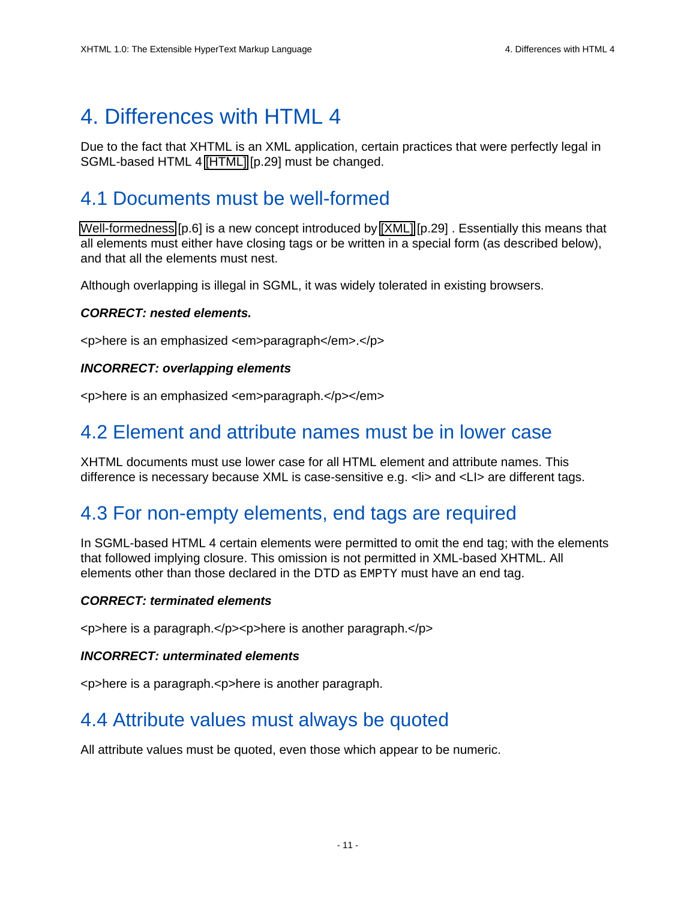# 4. Differences with HTML 4

Due to the fact that XHTML is an XML application, certain practices that were perfectly legal in SGML-based HTML 4 [HTML] [p.29] must be changed.

## 4.1 Documents must be well-formed

Well-formedness [p.6] is a new concept introduced by [XML] [p.29] . Essentially this means that all elements must either have closing tags or be written in a special form (as described below), and that all the elements must nest.

Although overlapping is illegal in SGML, it was widely tolerated in existing browsers.

***CORRECT: nested elements.***

```
<p>here is an emphasized <em>paragraph</em>.</p>
```

***INCORRECT: overlapping elements***

```
<p>here is an emphasized <em>paragraph.</p></em>
```

## 4.2 Element and attribute names must be in lower case

XHTML documents must use lower case for all HTML element and attribute names. This difference is necessary because XML is case-sensitive e.g. <li> and <LI> are different tags.

## 4.3 For non-empty elements, end tags are required

In SGML-based HTML 4 certain elements were permitted to omit the end tag; with the elements that followed implying closure. This omission is not permitted in XML-based XHTML. All elements other than those declared in the DTD as `EMPTY` must have an end tag.

***CORRECT: terminated elements***

```
<p>here is a paragraph.</p><p>here is another paragraph.</p>
```

***INCORRECT: unterminated elements***

```
<p>here is a paragraph.<p>here is another paragraph.
```

## 4.4 Attribute values must always be quoted

All attribute values must be quoted, even those which appear to be numeric.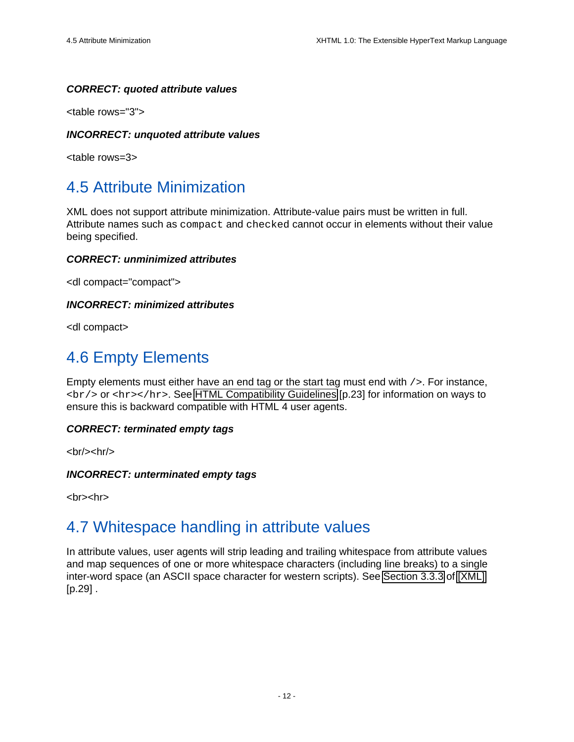***CORRECT: quoted attribute values***

```
<table rows="3">
```

***INCORRECT: unquoted attribute values***

```
<table rows=3>
```

## 4.5 Attribute Minimization

XML does not support attribute minimization. Attribute-value pairs must be written in full. Attribute names such as `compact` and `checked` cannot occur in elements without their value being specified.

***CORRECT: unminimized attributes***

```
<dl compact="compact">
```

***INCORRECT: minimized attributes***

```
<dl compact>
```

## 4.6 Empty Elements

Empty elements must either have an end tag or the start tag must end with `/>`. For instance, `<br/>` or `<hr></hr>`. See HTML Compatibility Guidelines [p.23] for information on ways to ensure this is backward compatible with HTML 4 user agents.

***CORRECT: terminated empty tags***

```
<br/><hr/>
```

***INCORRECT: unterminated empty tags***

```
<br><hr>
```

## 4.7 Whitespace handling in attribute values

In attribute values, user agents will strip leading and trailing whitespace from attribute values and map sequences of one or more whitespace characters (including line breaks) to a single inter-word space (an ASCII space character for western scripts). See Section 3.3.3 of [XML] [p.29] .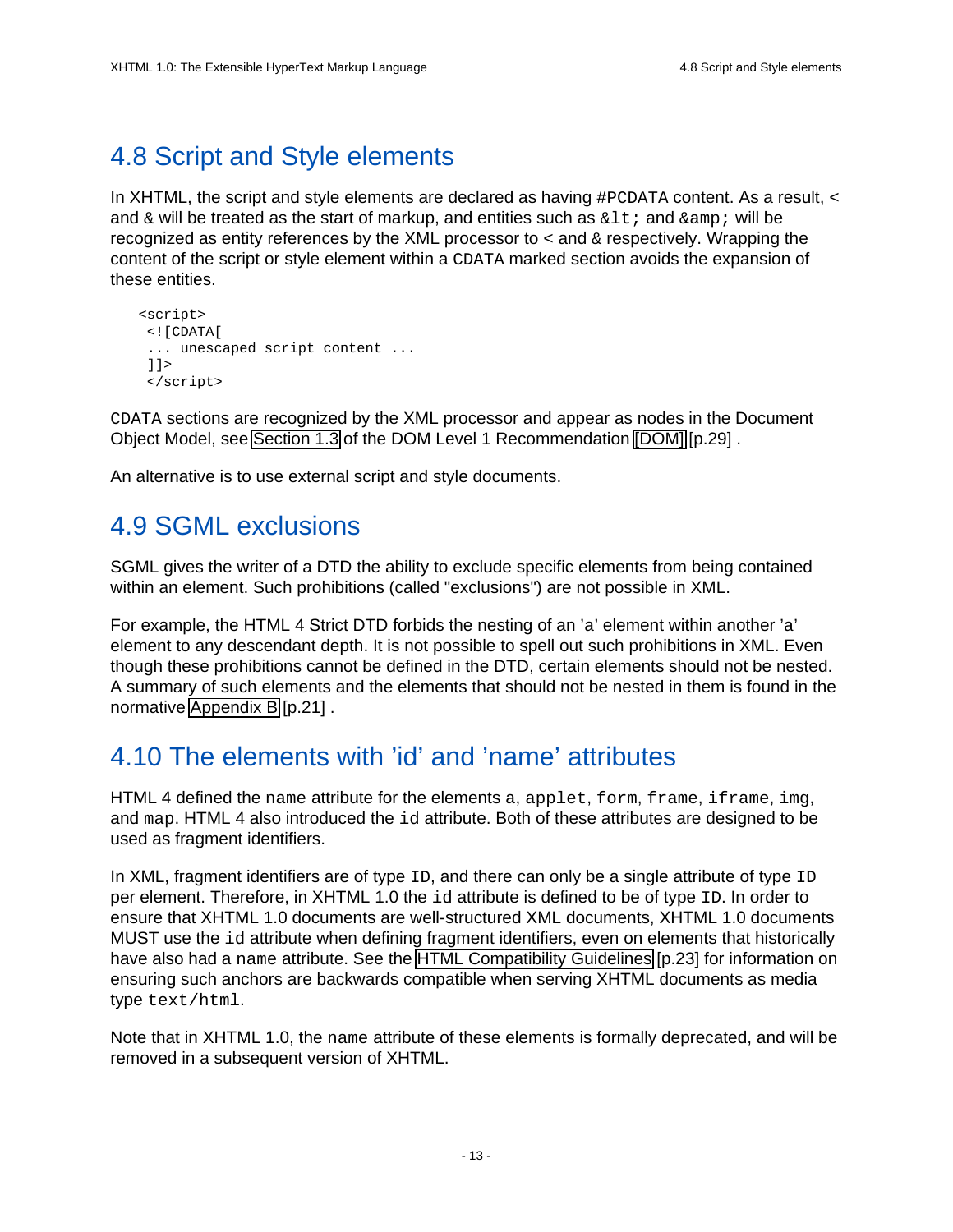## 4.8 Script and Style elements

In XHTML, the script and style elements are declared as having `#PCDATA` content. As a result, `<` and `&` will be treated as the start of markup, and entities such as `&lt;` and `&amp;` will be recognized as entity references by the XML processor to `<` and `&` respectively. Wrapping the content of the script or style element within a `CDATA` marked section avoids the expansion of these entities.

```
<script>
 <![CDATA[
 ... unescaped script content ...
 ]]>
 </script>
```

`CDATA` sections are recognized by the XML processor and appear as nodes in the Document Object Model, see Section 1.3 of the DOM Level 1 Recommendation [DOM] [p.29] .

An alternative is to use external script and style documents.

## 4.9 SGML exclusions

SGML gives the writer of a DTD the ability to exclude specific elements from being contained within an element. Such prohibitions (called "exclusions") are not possible in XML.

For example, the HTML 4 Strict DTD forbids the nesting of an 'a' element within another 'a' element to any descendant depth. It is not possible to spell out such prohibitions in XML. Even though these prohibitions cannot be defined in the DTD, certain elements should not be nested. A summary of such elements and the elements that should not be nested in them is found in the normative Appendix B [p.21] .

## 4.10 The elements with 'id' and 'name' attributes

HTML 4 defined the `name` attribute for the elements `a`, `applet`, `form`, `frame`, `iframe`, `img`, and `map`. HTML 4 also introduced the `id` attribute. Both of these attributes are designed to be used as fragment identifiers.

In XML, fragment identifiers are of type `ID`, and there can only be a single attribute of type `ID` per element. Therefore, in XHTML 1.0 the `id` attribute is defined to be of type `ID`. In order to ensure that XHTML 1.0 documents are well-structured XML documents, XHTML 1.0 documents MUST use the `id` attribute when defining fragment identifiers, even on elements that historically have also had a `name` attribute. See the HTML Compatibility Guidelines [p.23] for information on ensuring such anchors are backwards compatible when serving XHTML documents as media type `text/html`.

Note that in XHTML 1.0, the `name` attribute of these elements is formally deprecated, and will be removed in a subsequent version of XHTML.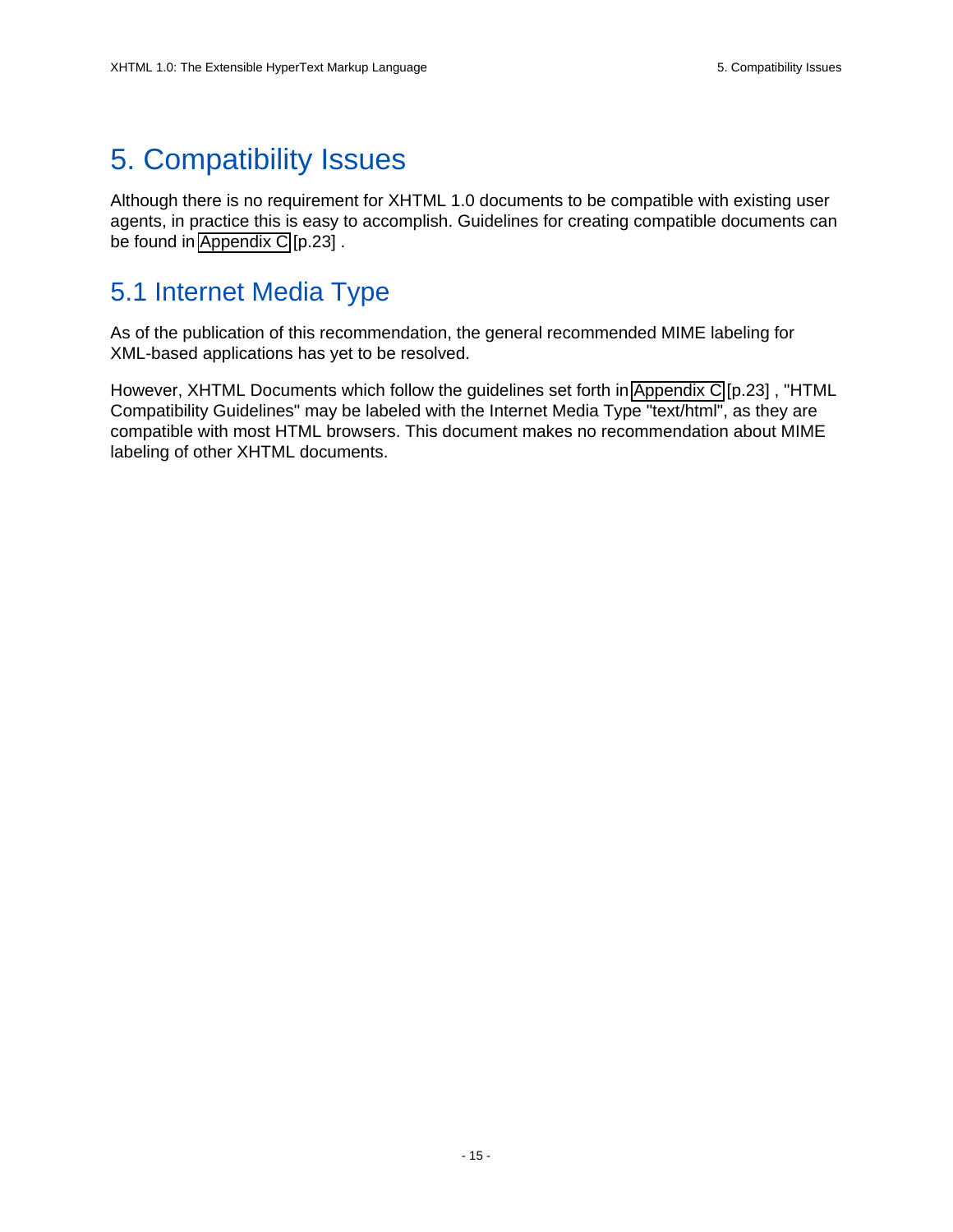# 5. Compatibility Issues

Although there is no requirement for XHTML 1.0 documents to be compatible with existing user agents, in practice this is easy to accomplish. Guidelines for creating compatible documents can be found in Appendix C [p.23] .

## 5.1 Internet Media Type

As of the publication of this recommendation, the general recommended MIME labeling for XML-based applications has yet to be resolved.

However, XHTML Documents which follow the guidelines set forth in Appendix C [p.23] , "HTML Compatibility Guidelines" may be labeled with the Internet Media Type "text/html", as they are compatible with most HTML browsers. This document makes no recommendation about MIME labeling of other XHTML documents.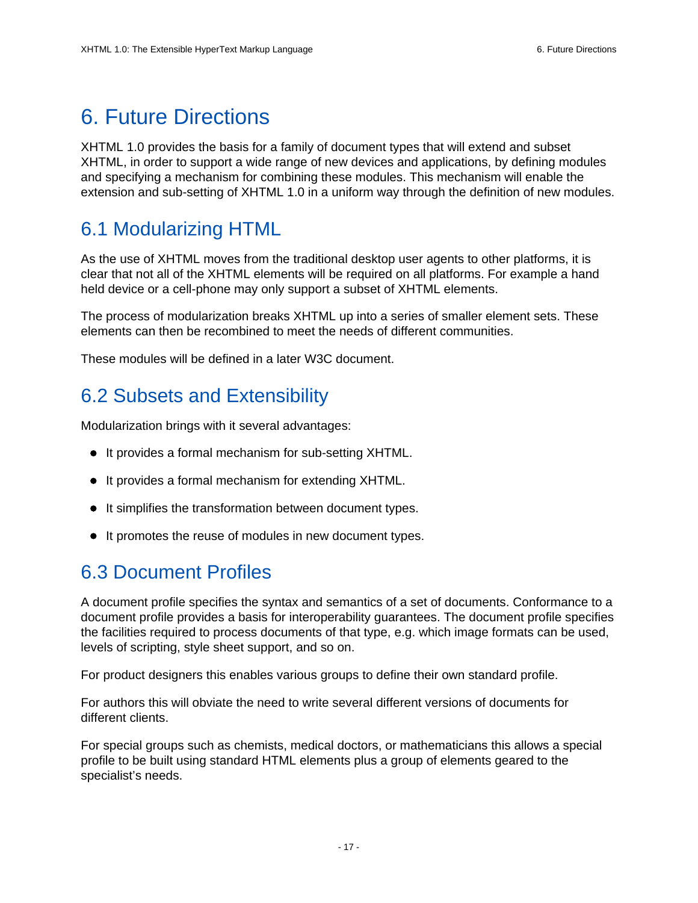# 6. Future Directions

XHTML 1.0 provides the basis for a family of document types that will extend and subset XHTML, in order to support a wide range of new devices and applications, by defining modules and specifying a mechanism for combining these modules. This mechanism will enable the extension and sub-setting of XHTML 1.0 in a uniform way through the definition of new modules.

## 6.1 Modularizing HTML

As the use of XHTML moves from the traditional desktop user agents to other platforms, it is clear that not all of the XHTML elements will be required on all platforms. For example a hand held device or a cell-phone may only support a subset of XHTML elements.

The process of modularization breaks XHTML up into a series of smaller element sets. These elements can then be recombined to meet the needs of different communities.

These modules will be defined in a later W3C document.

## 6.2 Subsets and Extensibility

Modularization brings with it several advantages:

- It provides a formal mechanism for sub-setting XHTML.
- It provides a formal mechanism for extending XHTML.
- It simplifies the transformation between document types.
- It promotes the reuse of modules in new document types.

## 6.3 Document Profiles

A document profile specifies the syntax and semantics of a set of documents. Conformance to a document profile provides a basis for interoperability guarantees. The document profile specifies the facilities required to process documents of that type, e.g. which image formats can be used, levels of scripting, style sheet support, and so on.

For product designers this enables various groups to define their own standard profile.

For authors this will obviate the need to write several different versions of documents for different clients.

For special groups such as chemists, medical doctors, or mathematicians this allows a special profile to be built using standard HTML elements plus a group of elements geared to the specialist's needs.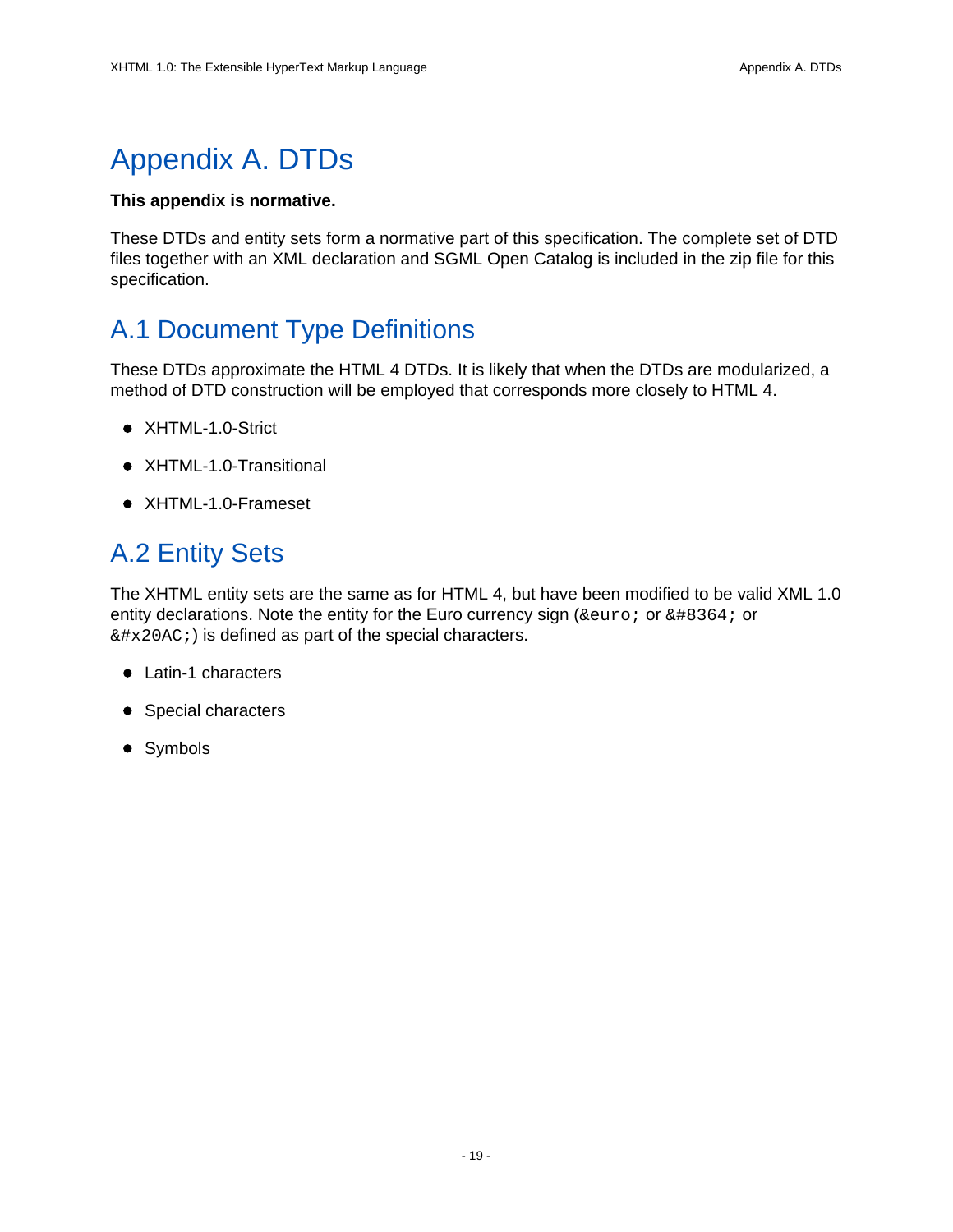# Appendix A. DTDs

**This appendix is normative.**

These DTDs and entity sets form a normative part of this specification. The complete set of DTD files together with an XML declaration and SGML Open Catalog is included in the zip file for this specification.

## A.1 Document Type Definitions

These DTDs approximate the HTML 4 DTDs. It is likely that when the DTDs are modularized, a method of DTD construction will be employed that corresponds more closely to HTML 4.

- XHTML-1.0-Strict
- XHTML-1.0-Transitional
- XHTML-1.0-Frameset

## A.2 Entity Sets

The XHTML entity sets are the same as for HTML 4, but have been modified to be valid XML 1.0 entity declarations. Note the entity for the Euro currency sign (`&euro;` or `&#8364;` or `&#x20AC;`) is defined as part of the special characters.

- Latin-1 characters
- Special characters
- Symbols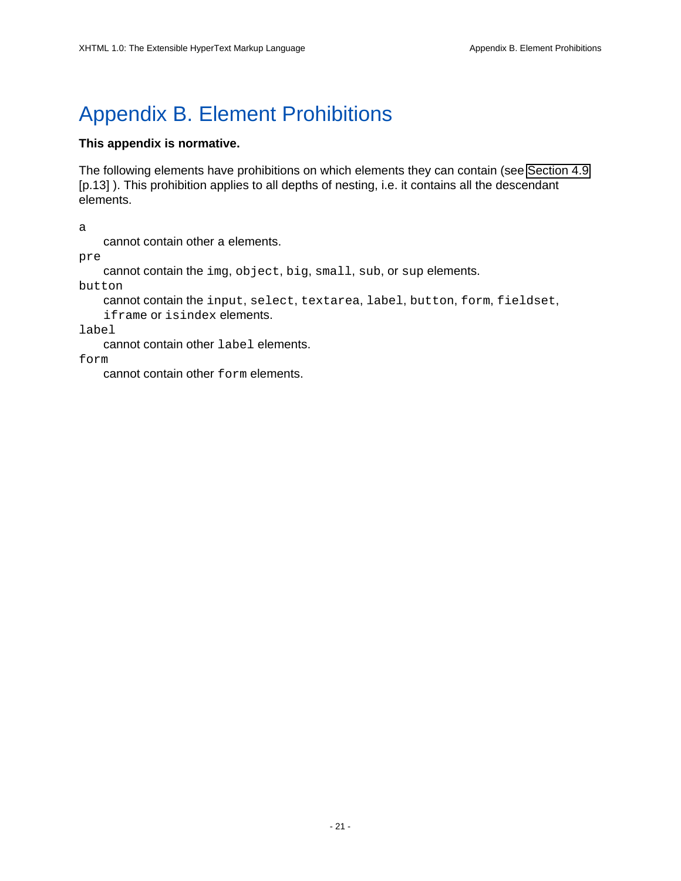# Appendix B. Element Prohibitions

**This appendix is normative.**

The following elements have prohibitions on which elements they can contain (see Section 4.9 [p.13] ). This prohibition applies to all depths of nesting, i.e. it contains all the descendant elements.

`a`
: cannot contain other a elements.

`pre`
: cannot contain the `img`, `object`, `big`, `small`, `sub`, or `sup` elements.

`button`
: cannot contain the `input`, `select`, `textarea`, `label`, `button`, `form`, `fieldset`, `iframe` or `isindex` elements.

`label`
: cannot contain other `label` elements.

`form`
: cannot contain other `form` elements.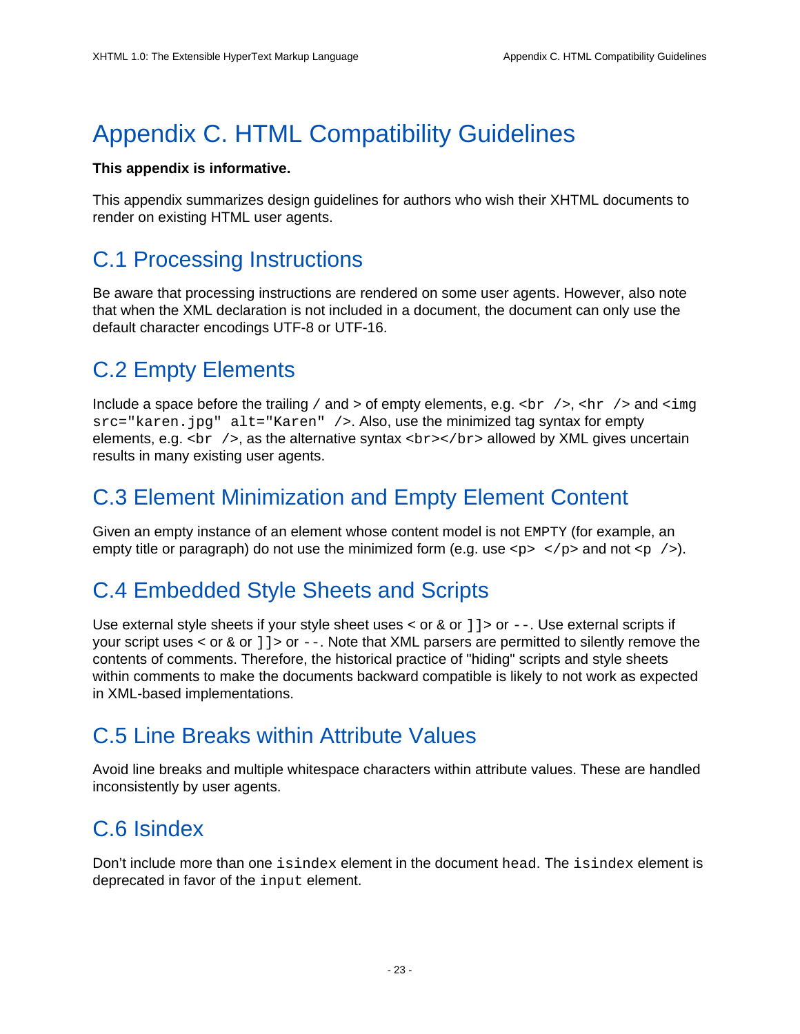# Appendix C. HTML Compatibility Guidelines

**This appendix is informative.**

This appendix summarizes design guidelines for authors who wish their XHTML documents to render on existing HTML user agents.

## C.1 Processing Instructions

Be aware that processing instructions are rendered on some user agents. However, also note that when the XML declaration is not included in a document, the document can only use the default character encodings UTF-8 or UTF-16.

## C.2 Empty Elements

Include a space before the trailing `/` and `>` of empty elements, e.g. `<br />`, `<hr />` and `<img src="karen.jpg" alt="Karen" />`. Also, use the minimized tag syntax for empty elements, e.g. `<br />`, as the alternative syntax `<br></br>` allowed by XML gives uncertain results in many existing user agents.

## C.3 Element Minimization and Empty Element Content

Given an empty instance of an element whose content model is not `EMPTY` (for example, an empty title or paragraph) do not use the minimized form (e.g. use `<p> </p>` and not `<p />`).

## C.4 Embedded Style Sheets and Scripts

Use external style sheets if your style sheet uses `<` or `&` or `]]>` or `--`. Use external scripts if your script uses `<` or `&` or `]]>` or `--`. Note that XML parsers are permitted to silently remove the contents of comments. Therefore, the historical practice of "hiding" scripts and style sheets within comments to make the documents backward compatible is likely to not work as expected in XML-based implementations.

## C.5 Line Breaks within Attribute Values

Avoid line breaks and multiple whitespace characters within attribute values. These are handled inconsistently by user agents.

## C.6 Isindex

Don't include more than one `isindex` element in the document `head`. The `isindex` element is deprecated in favor of the `input` element.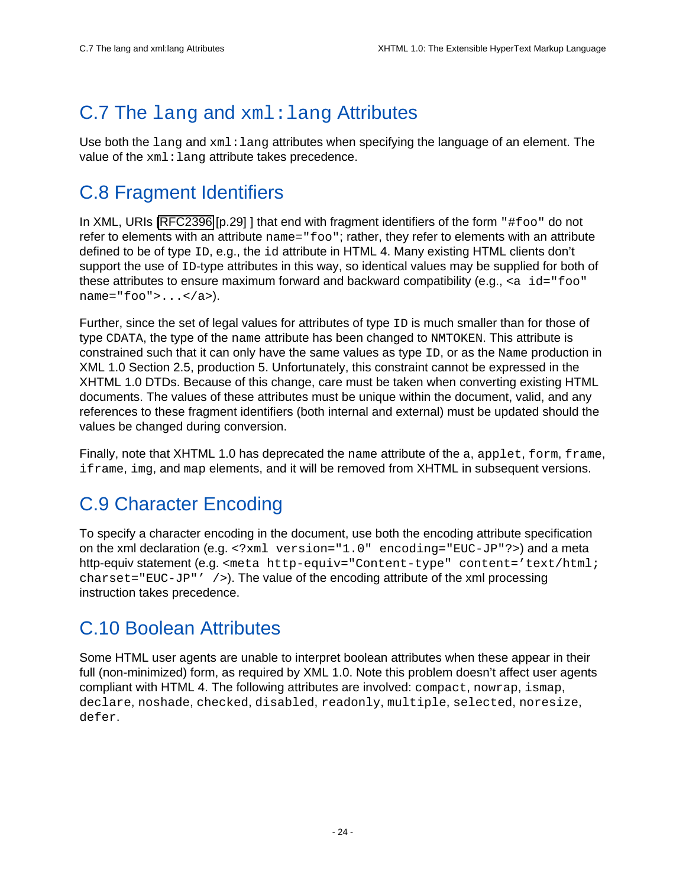## C.7 The `lang` and `xml:lang` Attributes

Use both the `lang` and `xml:lang` attributes when specifying the language of an element. The value of the `xml:lang` attribute takes precedence.

## C.8 Fragment Identifiers

In XML, URIs [RFC2396 [p.29] ] that end with fragment identifiers of the form `"#foo"` do not refer to elements with an attribute `name="foo"`; rather, they refer to elements with an attribute defined to be of type `ID`, e.g., the `id` attribute in HTML 4. Many existing HTML clients don't support the use of `ID`-type attributes in this way, so identical values may be supplied for both of these attributes to ensure maximum forward and backward compatibility (e.g., `<a id="foo" name="foo">...</a>`).

Further, since the set of legal values for attributes of type `ID` is much smaller than for those of type `CDATA`, the type of the `name` attribute has been changed to `NMTOKEN`. This attribute is constrained such that it can only have the same values as type `ID`, or as the `Name` production in XML 1.0 Section 2.5, production 5. Unfortunately, this constraint cannot be expressed in the XHTML 1.0 DTDs. Because of this change, care must be taken when converting existing HTML documents. The values of these attributes must be unique within the document, valid, and any references to these fragment identifiers (both internal and external) must be updated should the values be changed during conversion.

Finally, note that XHTML 1.0 has deprecated the `name` attribute of the `a`, `applet`, `form`, `frame`, `iframe`, `img`, and `map` elements, and it will be removed from XHTML in subsequent versions.

## C.9 Character Encoding

To specify a character encoding in the document, use both the encoding attribute specification on the xml declaration (e.g. `<?xml version="1.0" encoding="EUC-JP"?>`) and a meta http-equiv statement (e.g. `<meta http-equiv="Content-type" content='text/html; charset="EUC-JP"' />`). The value of the encoding attribute of the xml processing instruction takes precedence.

## C.10 Boolean Attributes

Some HTML user agents are unable to interpret boolean attributes when these appear in their full (non-minimized) form, as required by XML 1.0. Note this problem doesn't affect user agents compliant with HTML 4. The following attributes are involved: `compact`, `nowrap`, `ismap`, `declare`, `noshade`, `checked`, `disabled`, `readonly`, `multiple`, `selected`, `noresize`, `defer`.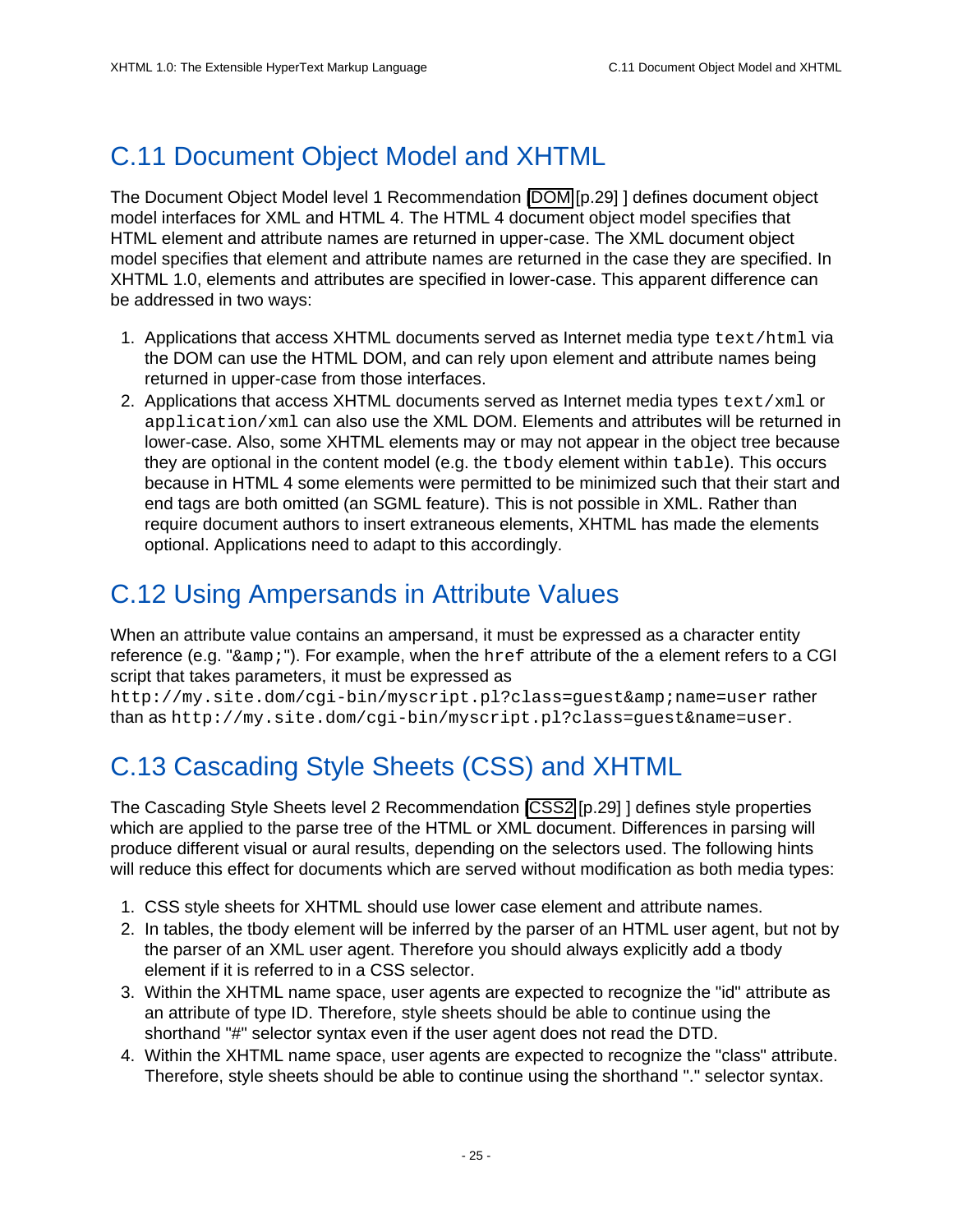## C.11 Document Object Model and XHTML

The Document Object Model level 1 Recommendation [DOM [p.29] ] defines document object model interfaces for XML and HTML 4. The HTML 4 document object model specifies that HTML element and attribute names are returned in upper-case. The XML document object model specifies that element and attribute names are returned in the case they are specified. In XHTML 1.0, elements and attributes are specified in lower-case. This apparent difference can be addressed in two ways:

1. Applications that access XHTML documents served as Internet media type `text/html` via the DOM can use the HTML DOM, and can rely upon element and attribute names being returned in upper-case from those interfaces.
2. Applications that access XHTML documents served as Internet media types `text/xml` or `application/xml` can also use the XML DOM. Elements and attributes will be returned in lower-case. Also, some XHTML elements may or may not appear in the object tree because they are optional in the content model (e.g. the `tbody` element within `table`). This occurs because in HTML 4 some elements were permitted to be minimized such that their start and end tags are both omitted (an SGML feature). This is not possible in XML. Rather than require document authors to insert extraneous elements, XHTML has made the elements optional. Applications need to adapt to this accordingly.

## C.12 Using Ampersands in Attribute Values

When an attribute value contains an ampersand, it must be expressed as a character entity reference (e.g. "`&amp;`"). For example, when the `href` attribute of the a element refers to a CGI script that takes parameters, it must be expressed as `http://my.site.dom/cgi-bin/myscript.pl?class=guest&amp;name=user` rather than as `http://my.site.dom/cgi-bin/myscript.pl?class=guest&name=user`.

## C.13 Cascading Style Sheets (CSS) and XHTML

The Cascading Style Sheets level 2 Recommendation [CSS2 [p.29] ] defines style properties which are applied to the parse tree of the HTML or XML document. Differences in parsing will produce different visual or aural results, depending on the selectors used. The following hints will reduce this effect for documents which are served without modification as both media types:

1. CSS style sheets for XHTML should use lower case element and attribute names.
2. In tables, the tbody element will be inferred by the parser of an HTML user agent, but not by the parser of an XML user agent. Therefore you should always explicitly add a tbody element if it is referred to in a CSS selector.
3. Within the XHTML name space, user agents are expected to recognize the "id" attribute as an attribute of type ID. Therefore, style sheets should be able to continue using the shorthand "#" selector syntax even if the user agent does not read the DTD.
4. Within the XHTML name space, user agents are expected to recognize the "class" attribute. Therefore, style sheets should be able to continue using the shorthand "." selector syntax.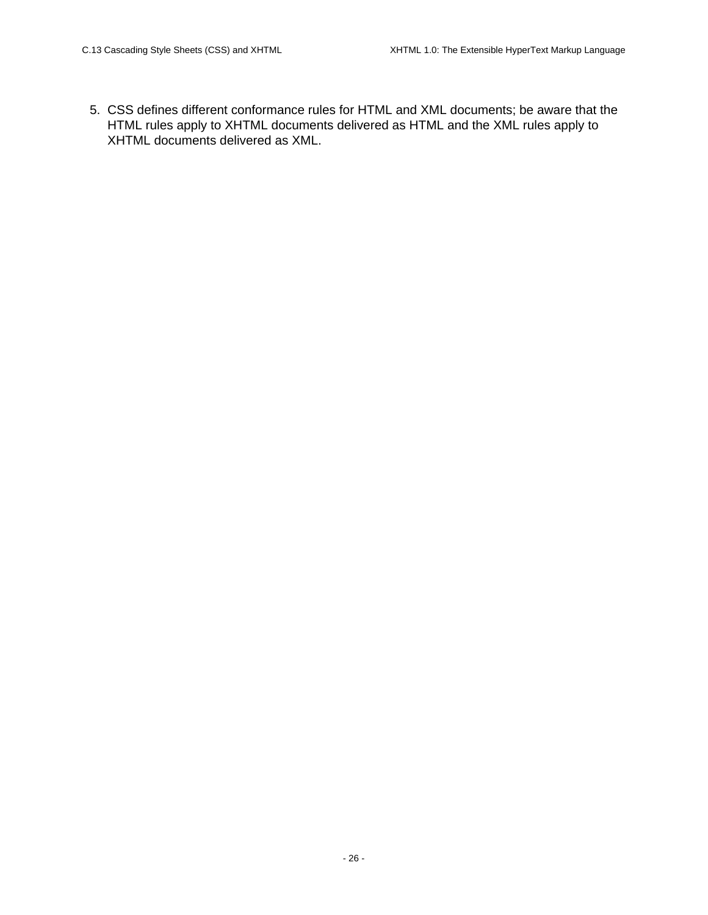5. CSS defines different conformance rules for HTML and XML documents; be aware that the HTML rules apply to XHTML documents delivered as HTML and the XML rules apply to XHTML documents delivered as XML.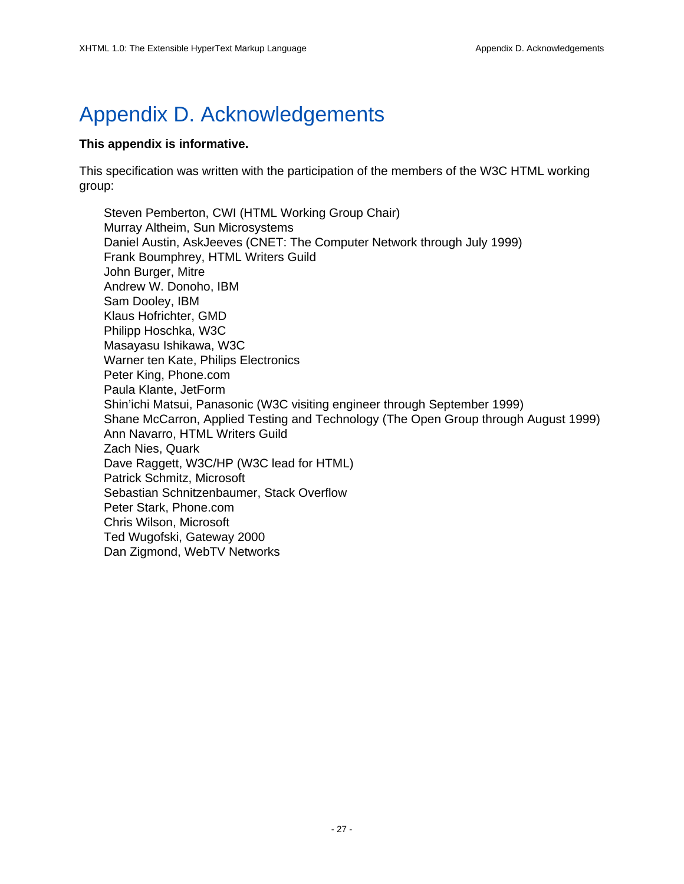# Appendix D. Acknowledgements

**This appendix is informative.**

This specification was written with the participation of the members of the W3C HTML working group:

Steven Pemberton, CWI (HTML Working Group Chair)
Murray Altheim, Sun Microsystems
Daniel Austin, AskJeeves (CNET: The Computer Network through July 1999)
Frank Boumphrey, HTML Writers Guild
John Burger, Mitre
Andrew W. Donoho, IBM
Sam Dooley, IBM
Klaus Hofrichter, GMD
Philipp Hoschka, W3C
Masayasu Ishikawa, W3C
Warner ten Kate, Philips Electronics
Peter King, Phone.com
Paula Klante, JetForm
Shin'ichi Matsui, Panasonic (W3C visiting engineer through September 1999)
Shane McCarron, Applied Testing and Technology (The Open Group through August 1999)
Ann Navarro, HTML Writers Guild
Zach Nies, Quark
Dave Raggett, W3C/HP (W3C lead for HTML)
Patrick Schmitz, Microsoft
Sebastian Schnitzenbaumer, Stack Overflow
Peter Stark, Phone.com
Chris Wilson, Microsoft
Ted Wugofski, Gateway 2000
Dan Zigmond, WebTV Networks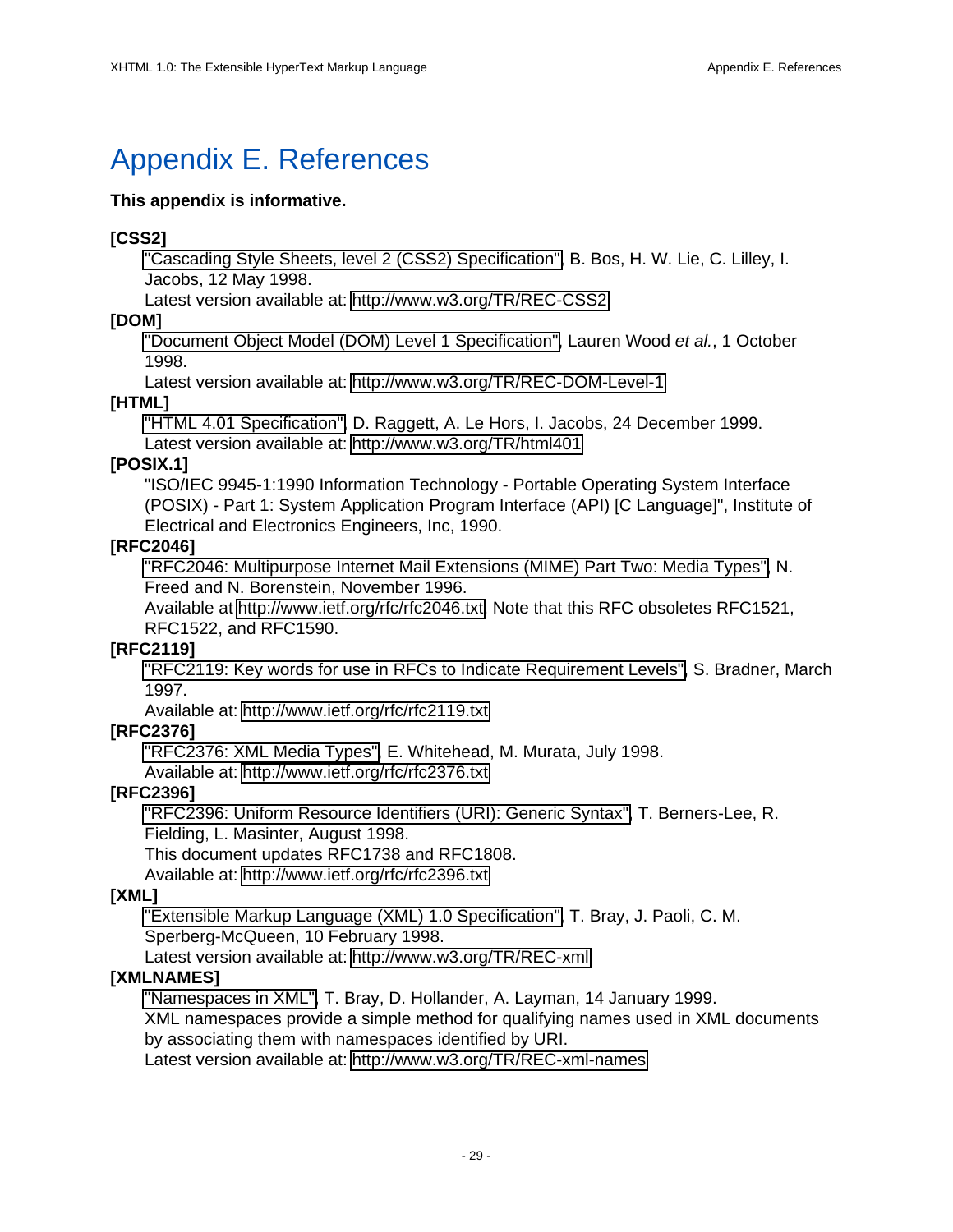# Appendix E. References

**This appendix is informative.**

**[CSS2]**
: "Cascading Style Sheets, level 2 (CSS2) Specification", B. Bos, H. W. Lie, C. Lilley, I. Jacobs, 12 May 1998.
  Latest version available at: http://www.w3.org/TR/REC-CSS2

**[DOM]**
: "Document Object Model (DOM) Level 1 Specification", Lauren Wood *et al.*, 1 October 1998.
  Latest version available at: http://www.w3.org/TR/REC-DOM-Level-1

**[HTML]**
: "HTML 4.01 Specification", D. Raggett, A. Le Hors, I. Jacobs, 24 December 1999.
  Latest version available at: http://www.w3.org/TR/html401

**[POSIX.1]**
: "ISO/IEC 9945-1:1990 Information Technology - Portable Operating System Interface (POSIX) - Part 1: System Application Program Interface (API) [C Language]", Institute of Electrical and Electronics Engineers, Inc, 1990.

**[RFC2046]**
: "RFC2046: Multipurpose Internet Mail Extensions (MIME) Part Two: Media Types", N. Freed and N. Borenstein, November 1996.
  Available at http://www.ietf.org/rfc/rfc2046.txt. Note that this RFC obsoletes RFC1521, RFC1522, and RFC1590.

**[RFC2119]**
: "RFC2119: Key words for use in RFCs to Indicate Requirement Levels", S. Bradner, March 1997.
  Available at: http://www.ietf.org/rfc/rfc2119.txt

**[RFC2376]**
: "RFC2376: XML Media Types", E. Whitehead, M. Murata, July 1998.
  Available at: http://www.ietf.org/rfc/rfc2376.txt

**[RFC2396]**
: "RFC2396: Uniform Resource Identifiers (URI): Generic Syntax", T. Berners-Lee, R. Fielding, L. Masinter, August 1998.
  This document updates RFC1738 and RFC1808.
  Available at: http://www.ietf.org/rfc/rfc2396.txt

**[XML]**
: "Extensible Markup Language (XML) 1.0 Specification", T. Bray, J. Paoli, C. M. Sperberg-McQueen, 10 February 1998.
  Latest version available at: http://www.w3.org/TR/REC-xml

**[XMLNAMES]**
: "Namespaces in XML", T. Bray, D. Hollander, A. Layman, 14 January 1999.
  XML namespaces provide a simple method for qualifying names used in XML documents by associating them with namespaces identified by URI.
  Latest version available at: http://www.w3.org/TR/REC-xml-names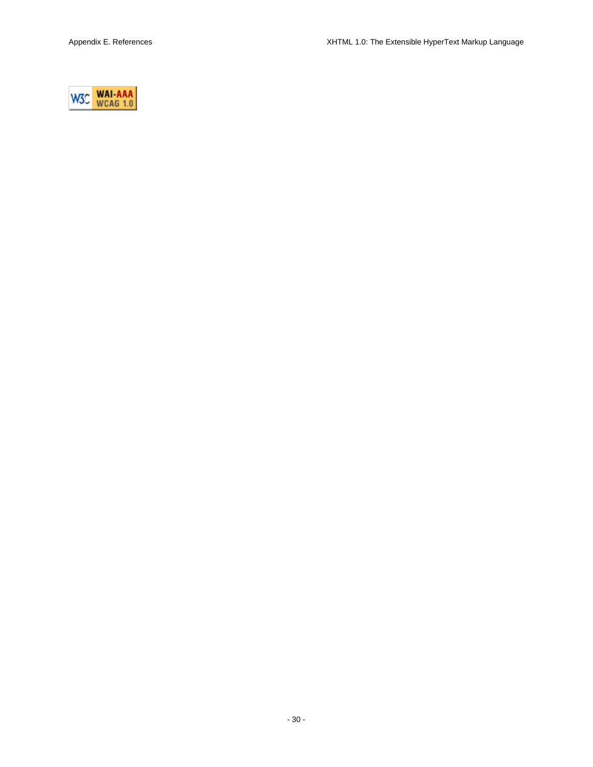W3C WAI-AAA WCAG 1.0